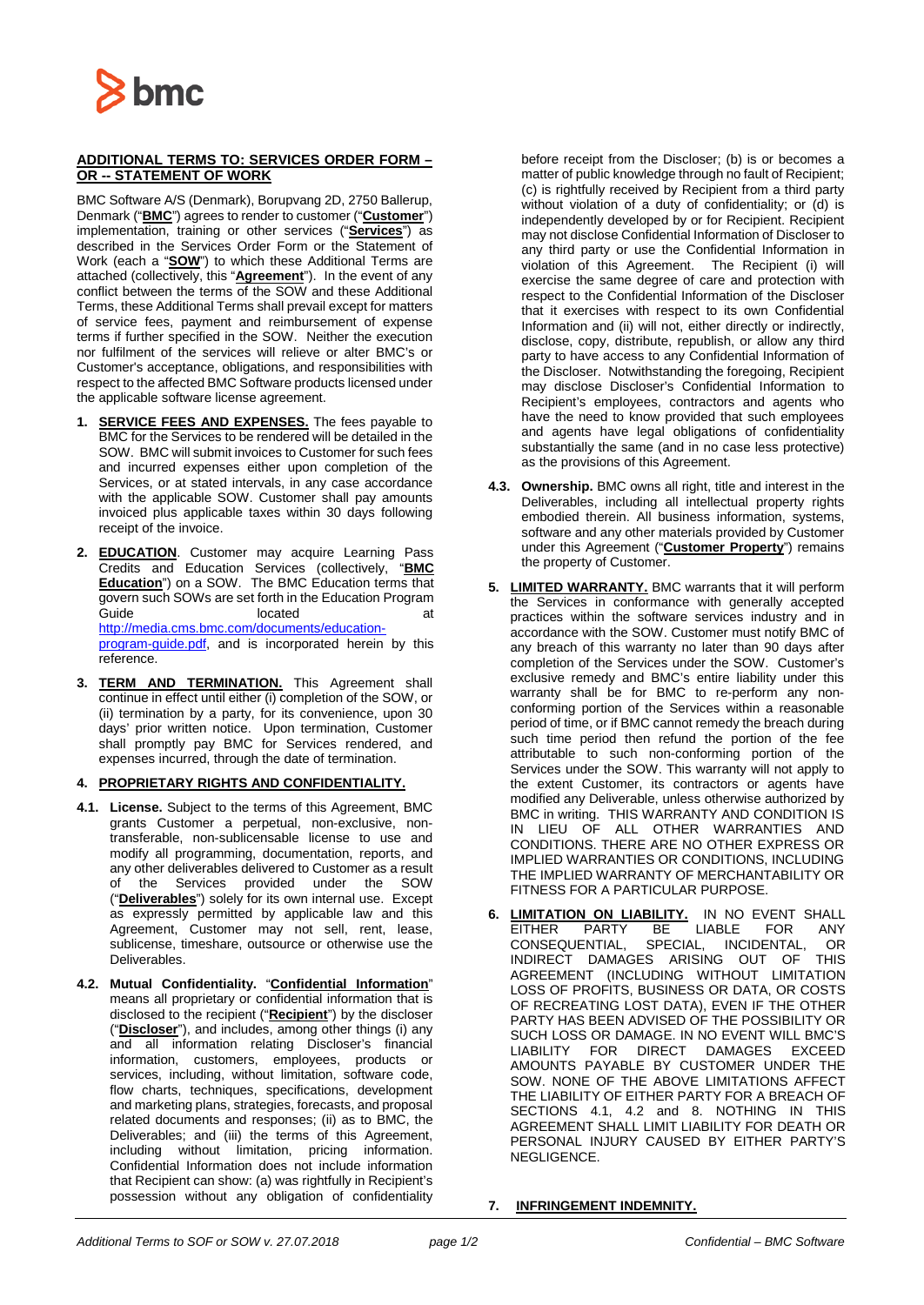## ADDITIONAL TERMS TO: SERVICES ORDER FORM – OR -- STATEMENT OF WORK

BMC Software A/S (Denmark), Borupvang 2D, 2750 Ballerup, Denmark ("**BMC**") agrees to render to customer ("**Customer**") implementation, training or other services ("**Services**") as described in the Services Order Form or the Statement of Work (each a "**SOW**") to which these Additional Terms are attached (collectively, this "**Agreement**"). In the event of any conflict between the terms of the SOW and these Additional Terms, these Additional Terms shall prevail except for matters of service fees, payment and reimbursement of expense terms if further specified in the SOW. Neither the execution nor fulfilment of the services will relieve or alter BMC's or Customer's acceptance, obligations, and responsibilities with respect to the affected BMC Software products licensed under the applicable software license agreement.

1. **SERVICE FEES AND EXPENSES.** The fees payable to BMC for the Services to be rendered will be detailed in the SOW. BMC will submit invoices to Customer for such fees and incurred expenses either upon completion of the Services, or at stated intervals, in any case accordance with the applicable SOW. Customer shall pay amounts invoiced plus applicable taxes within 30 days following receipt of the invoice.

2. **EDUCATION**. Customer may acquire Learning Pass Credits and Education Services (collectively, "**BMC Education**") on a SOW. The BMC Education terms that govern such SOWs are set forth in the Education Program Guide located at http://media.cms.bmc.com/documents/education-program-guide.pdf, and is incorporated herein by this reference.

3. **TERM AND TERMINATION.** This Agreement shall continue in effect until either (i) completion of the SOW, or (ii) termination by a party, for its convenience, upon 30 days' prior written notice. Upon termination, Customer shall promptly pay BMC for Services rendered, and expenses incurred, through the date of termination.

4. **PROPRIETARY RIGHTS AND CONFIDENTIALITY.**

**4.1. License.** Subject to the terms of this Agreement, BMC grants Customer a perpetual, non-exclusive, non-transferable, non-sublicensable license to use and modify all programming, documentation, reports, and any other deliverables delivered to Customer as a result of the Services provided under the SOW ("**Deliverables**") solely for its own internal use. Except as expressly permitted by applicable law and this Agreement, Customer may not sell, rent, lease, sublicense, timeshare, outsource or otherwise use the Deliverables.

**4.2. Mutual Confidentiality.** "**Confidential Information**" means all proprietary or confidential information that is disclosed to the recipient ("**Recipient**") by the discloser ("**Discloser**"), and includes, among other things (i) any and all information relating Discloser's financial information, customers, employees, products or services, including, without limitation, software code, flow charts, techniques, specifications, development and marketing plans, strategies, forecasts, and proposal related documents and responses; (ii) as to BMC, the Deliverables; and (iii) the terms of this Agreement, including without limitation, pricing information. Confidential Information does not include information that Recipient can show: (a) was rightfully in Recipient's possession without any obligation of confidentiality before receipt from the Discloser; (b) is or becomes a matter of public knowledge through no fault of Recipient; (c) is rightfully received by Recipient from a third party without violation of a duty of confidentiality; or (d) is independently developed by or for Recipient. Recipient may not disclose Confidential Information of Discloser to any third party or use the Confidential Information in violation of this Agreement. The Recipient (i) will exercise the same degree of care and protection with respect to the Confidential Information of the Discloser that it exercises with respect to its own Confidential Information and (ii) will not, either directly or indirectly, disclose, copy, distribute, republish, or allow any third party to have access to any Confidential Information of the Discloser. Notwithstanding the foregoing, Recipient may disclose Discloser's Confidential Information to Recipient's employees, contractors and agents who have the need to know provided that such employees and agents have legal obligations of confidentiality substantially the same (and in no case less protective) as the provisions of this Agreement.

**4.3. Ownership.** BMC owns all right, title and interest in the Deliverables, including all intellectual property rights embodied therein. All business information, systems, software and any other materials provided by Customer under this Agreement ("**Customer Property**") remains the property of Customer.

5. **LIMITED WARRANTY.** BMC warrants that it will perform the Services in conformance with generally accepted practices within the software services industry and in accordance with the SOW. Customer must notify BMC of any breach of this warranty no later than 90 days after completion of the Services under the SOW. Customer's exclusive remedy and BMC's entire liability under this warranty shall be for BMC to re-perform any non-conforming portion of the Services within a reasonable period of time, or if BMC cannot remedy the breach during such time period then refund the portion of the fee attributable to such non-conforming portion of the Services under the SOW. This warranty will not apply to the extent Customer, its contractors or agents have modified any Deliverable, unless otherwise authorized by BMC in writing. THIS WARRANTY AND CONDITION IS IN LIEU OF ALL OTHER WARRANTIES AND CONDITIONS. THERE ARE NO OTHER EXPRESS OR IMPLIED WARRANTIES OR CONDITIONS, INCLUDING THE IMPLIED WARRANTY OF MERCHANTABILITY OR FITNESS FOR A PARTICULAR PURPOSE.

6. **LIMITATION ON LIABILITY.** IN NO EVENT SHALL EITHER PARTY BE LIABLE FOR ANY CONSEQUENTIAL, SPECIAL, INCIDENTAL, OR INDIRECT DAMAGES ARISING OUT OF THIS AGREEMENT (INCLUDING WITHOUT LIMITATION LOSS OF PROFITS, BUSINESS OR DATA, OR COSTS OF RECREATING LOST DATA), EVEN IF THE OTHER PARTY HAS BEEN ADVISED OF THE POSSIBILITY OR SUCH LOSS OR DAMAGE. IN NO EVENT WILL BMC'S LIABILITY FOR DIRECT DAMAGES EXCEED AMOUNTS PAYABLE BY CUSTOMER UNDER THE SOW. NONE OF THE ABOVE LIMITATIONS AFFECT THE LIABILITY OF EITHER PARTY FOR A BREACH OF SECTIONS 4.1, 4.2 and 8. NOTHING IN THIS AGREEMENT SHALL LIMIT LIABILITY FOR DEATH OR PERSONAL INJURY CAUSED BY EITHER PARTY'S NEGLIGENCE.

7. **INFRINGEMENT INDEMNITY.**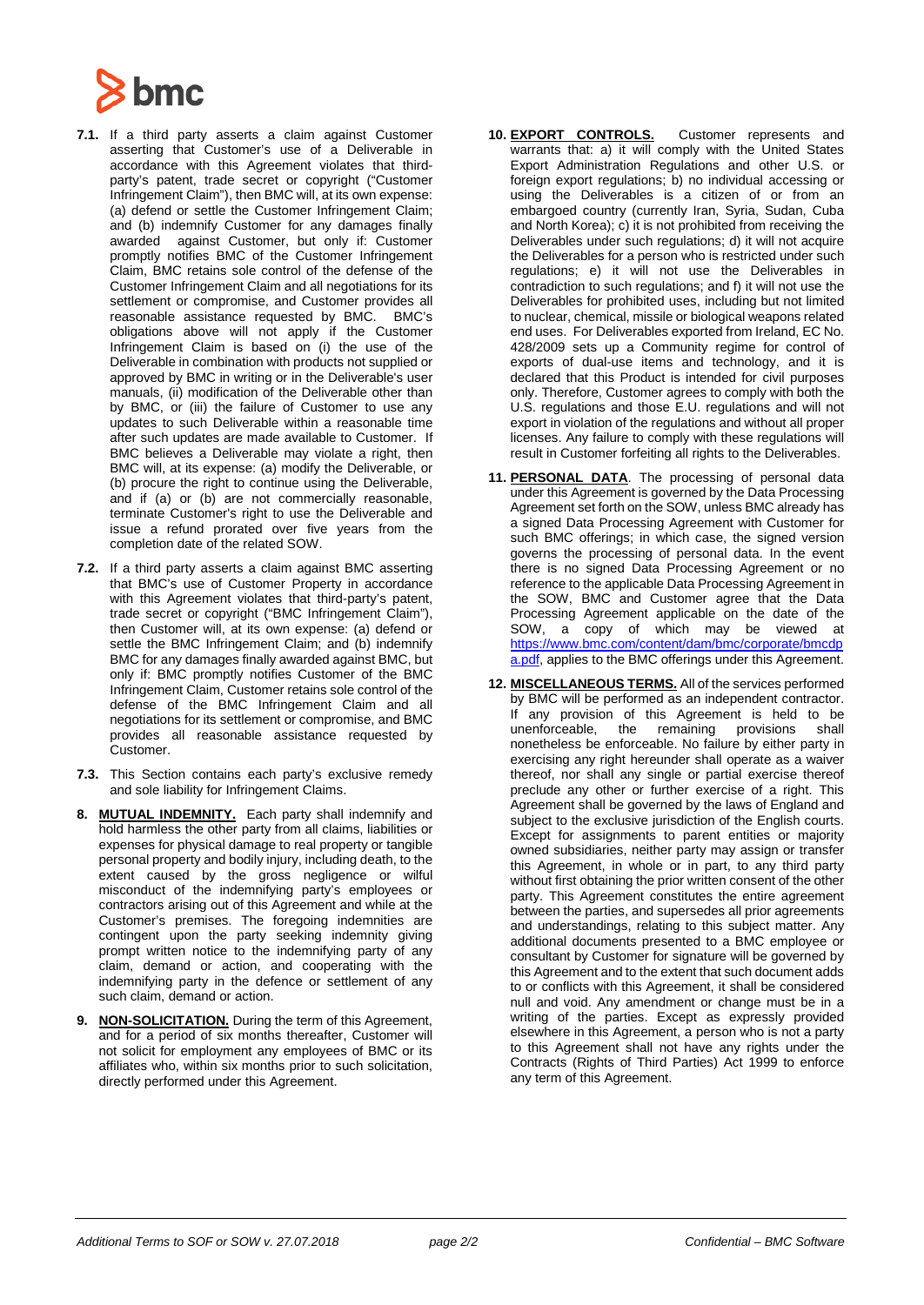**7.1.** If a third party asserts a claim against Customer asserting that Customer's use of a Deliverable in accordance with this Agreement violates that third-party's patent, trade secret or copyright ("Customer Infringement Claim"), then BMC will, at its own expense: (a) defend or settle the Customer Infringement Claim; and (b) indemnify Customer for any damages finally awarded against Customer, but only if: Customer promptly notifies BMC of the Customer Infringement Claim, BMC retains sole control of the defense of the Customer Infringement Claim and all negotiations for its settlement or compromise, and Customer provides all reasonable assistance requested by BMC. BMC's obligations above will not apply if the Customer Infringement Claim is based on (i) the use of the Deliverable in combination with products not supplied or approved by BMC in writing or in the Deliverable's user manuals, (ii) modification of the Deliverable other than by BMC, or (iii) the failure of Customer to use any updates to such Deliverable within a reasonable time after such updates are made available to Customer. If BMC believes a Deliverable may violate a right, then BMC will, at its expense: (a) modify the Deliverable, or (b) procure the right to continue using the Deliverable, and if (a) or (b) are not commercially reasonable, terminate Customer's right to use the Deliverable and issue a refund prorated over five years from the completion date of the related SOW.

**7.2.** If a third party asserts a claim against BMC asserting that BMC's use of Customer Property in accordance with this Agreement violates that third-party's patent, trade secret or copyright ("BMC Infringement Claim"), then Customer will, at its own expense: (a) defend or settle the BMC Infringement Claim; and (b) indemnify BMC for any damages finally awarded against BMC, but only if: BMC promptly notifies Customer of the BMC Infringement Claim, Customer retains sole control of the defense of the BMC Infringement Claim and all negotiations for its settlement or compromise, and BMC provides all reasonable assistance requested by Customer.

**7.3.** This Section contains each party's exclusive remedy and sole liability for Infringement Claims.

**8. MUTUAL INDEMNITY.** Each party shall indemnify and hold harmless the other party from all claims, liabilities or expenses for physical damage to real property or tangible personal property and bodily injury, including death, to the extent caused by the gross negligence or wilful misconduct of the indemnifying party's employees or contractors arising out of this Agreement and while at the Customer's premises. The foregoing indemnities are contingent upon the party seeking indemnity giving prompt written notice to the indemnifying party of any claim, demand or action, and cooperating with the indemnifying party in the defence or settlement of any such claim, demand or action.

**9. NON-SOLICITATION.** During the term of this Agreement, and for a period of six months thereafter, Customer will not solicit for employment any employees of BMC or its affiliates who, within six months prior to such solicitation, directly performed under this Agreement.

**10. EXPORT CONTROLS.** Customer represents and warrants that: a) it will comply with the United States Export Administration Regulations and other U.S. or foreign export regulations; b) no individual accessing or using the Deliverables is a citizen of or from an embargoed country (currently Iran, Syria, Sudan, Cuba and North Korea); c) it is not prohibited from receiving the Deliverables under such regulations; d) it will not acquire the Deliverables for a person who is restricted under such regulations; e) it will not use the Deliverables in contradiction to such regulations; and f) it will not use the Deliverables for prohibited uses, including but not limited to nuclear, chemical, missile or biological weapons related end uses. For Deliverables exported from Ireland, EC No. 428/2009 sets up a Community regime for control of exports of dual-use items and technology, and it is declared that this Product is intended for civil purposes only. Therefore, Customer agrees to comply with both the U.S. regulations and those E.U. regulations and will not export in violation of the regulations and without all proper licenses. Any failure to comply with these regulations will result in Customer forfeiting all rights to the Deliverables.

**11. PERSONAL DATA**. The processing of personal data under this Agreement is governed by the Data Processing Agreement set forth on the SOW, unless BMC already has a signed Data Processing Agreement with Customer for such BMC offerings; in which case, the signed version governs the processing of personal data. In the event there is no signed Data Processing Agreement or no reference to the applicable Data Processing Agreement in the SOW, BMC and Customer agree that the Data Processing Agreement applicable on the date of the SOW, a copy of which may be viewed at https://www.bmc.com/content/dam/bmc/corporate/bmcdpa.pdf, applies to the BMC offerings under this Agreement.

**12. MISCELLANEOUS TERMS.** All of the services performed by BMC will be performed as an independent contractor. If any provision of this Agreement is held to be unenforceable, the remaining provisions shall nonetheless be enforceable. No failure by either party in exercising any right hereunder shall operate as a waiver thereof, nor shall any single or partial exercise thereof preclude any other or further exercise of a right. This Agreement shall be governed by the laws of England and subject to the exclusive jurisdiction of the English courts. Except for assignments to parent entities or majority owned subsidiaries, neither party may assign or transfer this Agreement, in whole or in part, to any third party without first obtaining the prior written consent of the other party. This Agreement constitutes the entire agreement between the parties, and supersedes all prior agreements and understandings, relating to this subject matter. Any additional documents presented to a BMC employee or consultant by Customer for signature will be governed by this Agreement and to the extent that such document adds to or conflicts with this Agreement, it shall be considered null and void. Any amendment or change must be in a writing of the parties. Except as expressly provided elsewhere in this Agreement, a person who is not a party to this Agreement shall not have any rights under the Contracts (Rights of Third Parties) Act 1999 to enforce any term of this Agreement.